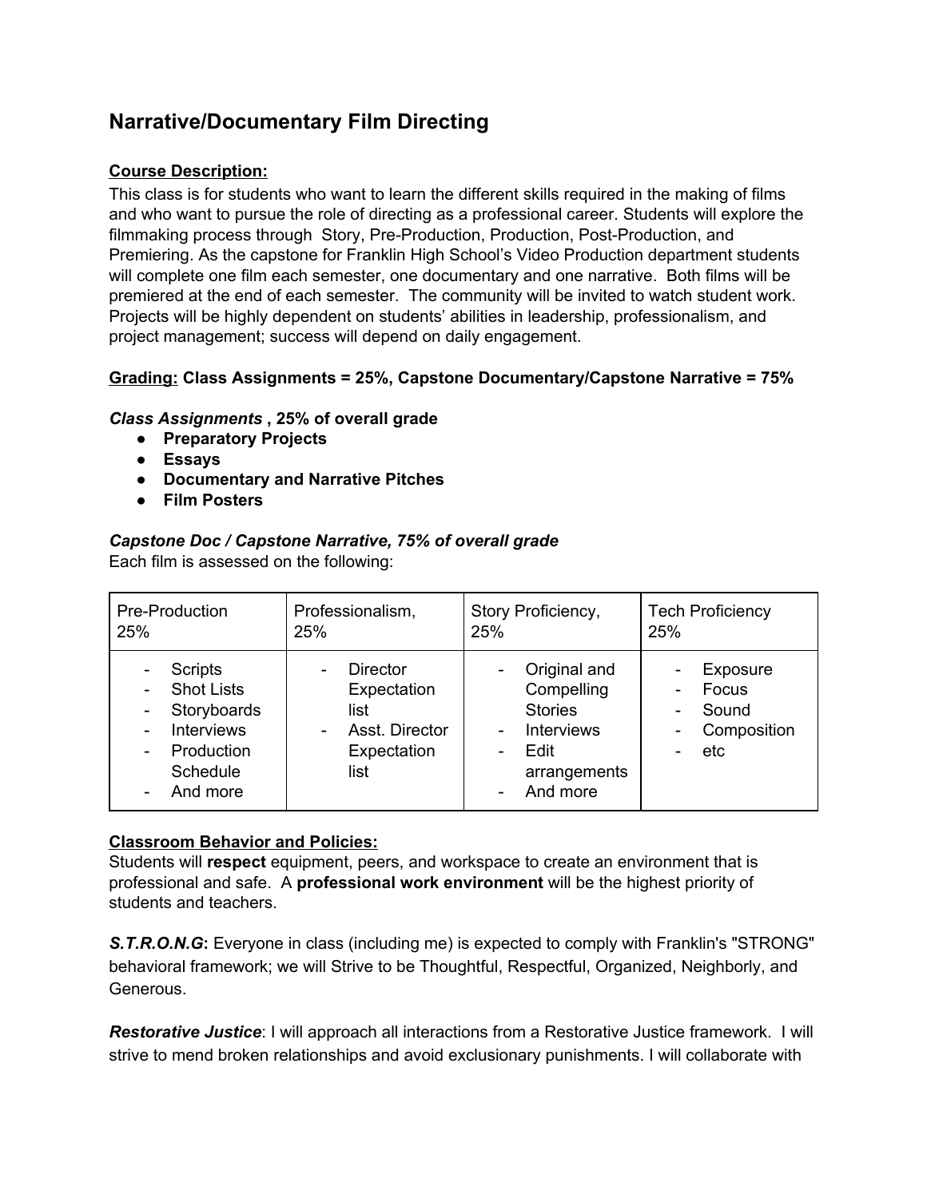# Narrative/Documentary Film Directing

**Course Description:**

This class is for students who want to learn the different skills required in the making of films and who want to pursue the role of directing as a professional career. Students will explore the filmmaking process through Story, Pre-Production, Production, Post-Production, and Premiering. As the capstone for Franklin High School's Video Production department students will complete one film each semester, one documentary and one narrative. Both films will be premiered at the end of each semester. The community will be invited to watch student work. Projects will be highly dependent on students' abilities in leadership, professionalism, and project management; success will depend on daily engagement.

**Grading: Class Assignments = 25%, Capstone Documentary/Capstone Narrative = 75%**

***Class Assignments* , 25% of overall grade**

- **Preparatory Projects**
- **Essays**
- **Documentary and Narrative Pitches**
- **Film Posters**

***Capstone Doc / Capstone Narrative, 75% of overall grade***

Each film is assessed on the following:

| Pre-Production 25% | Professionalism, 25% | Story Proficiency, 25% | Tech Proficiency 25% |
|---|---|---|---|
| - Scripts<br>- Shot Lists<br>- Storyboards<br>- Interviews<br>- Production Schedule<br>- And more | - Director Expectation list<br>- Asst. Director Expectation list | - Original and Compelling Stories<br>- Interviews<br>- Edit arrangements<br>- And more | - Exposure<br>- Focus<br>- Sound<br>- Composition<br>- etc |

**Classroom Behavior and Policies:**

Students will **respect** equipment, peers, and workspace to create an environment that is professional and safe. A **professional work environment** will be the highest priority of students and teachers.

***S.T.R.O.N.G*:** Everyone in class (including me) is expected to comply with Franklin's "STRONG" behavioral framework; we will Strive to be Thoughtful, Respectful, Organized, Neighborly, and Generous.

***Restorative Justice***: I will approach all interactions from a Restorative Justice framework. I will strive to mend broken relationships and avoid exclusionary punishments. I will collaborate with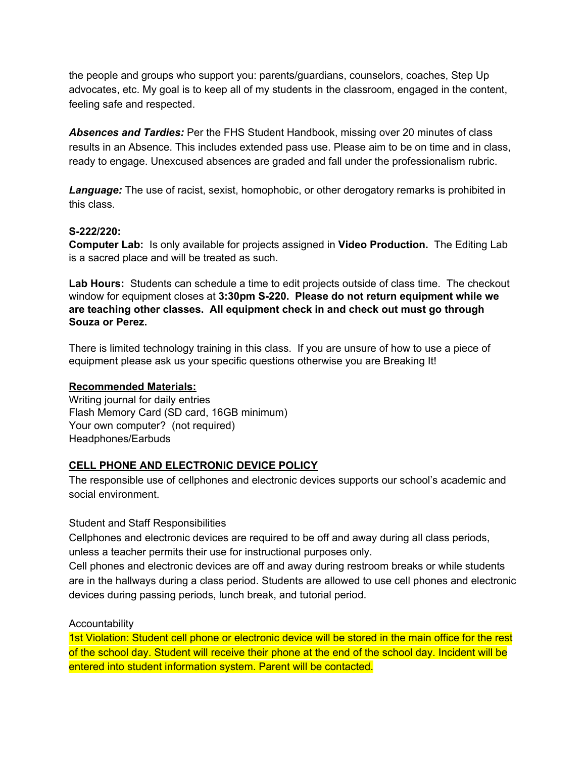the people and groups who support you: parents/guardians, counselors, coaches, Step Up advocates, etc. My goal is to keep all of my students in the classroom, engaged in the content, feeling safe and respected.

***Absences and Tardies:*** Per the FHS Student Handbook, missing over 20 minutes of class results in an Absence. This includes extended pass use. Please aim to be on time and in class, ready to engage. Unexcused absences are graded and fall under the professionalism rubric.

***Language:*** The use of racist, sexist, homophobic, or other derogatory remarks is prohibited in this class.

**S-222/220:**
**Computer Lab:** Is only available for projects assigned in **Video Production.** The Editing Lab is a sacred place and will be treated as such.

**Lab Hours:** Students can schedule a time to edit projects outside of class time. The checkout window for equipment closes at **3:30pm S-220. Please do not return equipment while we are teaching other classes. All equipment check in and check out must go through Souza or Perez.**

There is limited technology training in this class. If you are unsure of how to use a piece of equipment please ask us your specific questions otherwise you are Breaking It!

**<u>Recommended Materials:</u>**
Writing journal for daily entries
Flash Memory Card (SD card, 16GB minimum)
Your own computer? (not required)
Headphones/Earbuds

**<u>CELL PHONE AND ELECTRONIC DEVICE POLICY</u>**
The responsible use of cellphones and electronic devices supports our school's academic and social environment.

Student and Staff Responsibilities
Cellphones and electronic devices are required to be off and away during all class periods, unless a teacher permits their use for instructional purposes only.
Cell phones and electronic devices are off and away during restroom breaks or while students are in the hallways during a class period. Students are allowed to use cell phones and electronic devices during passing periods, lunch break, and tutorial period.

Accountability
1st Violation: Student cell phone or electronic device will be stored in the main office for the rest of the school day. Student will receive their phone at the end of the school day. Incident will be entered into student information system. Parent will be contacted.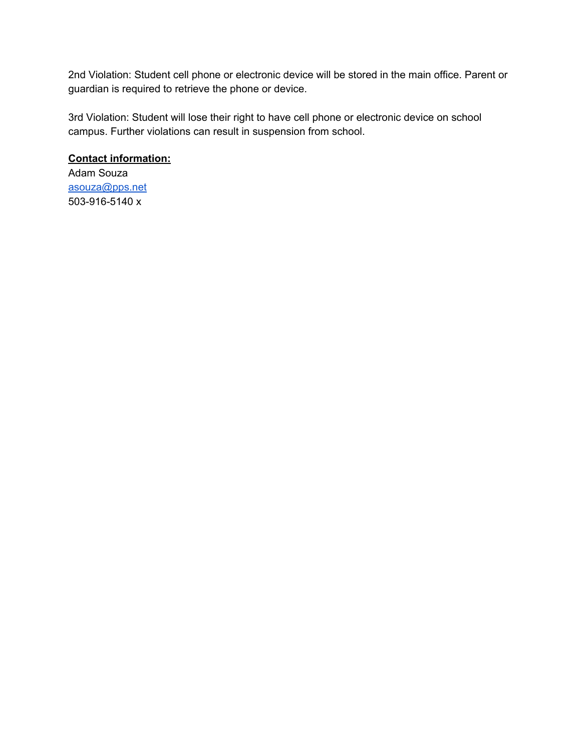2nd Violation: Student cell phone or electronic device will be stored in the main office. Parent or guardian is required to retrieve the phone or device.

3rd Violation: Student will lose their right to have cell phone or electronic device on school campus. Further violations can result in suspension from school.

**Contact information:**

Adam Souza
asouza@pps.net
503-916-5140 x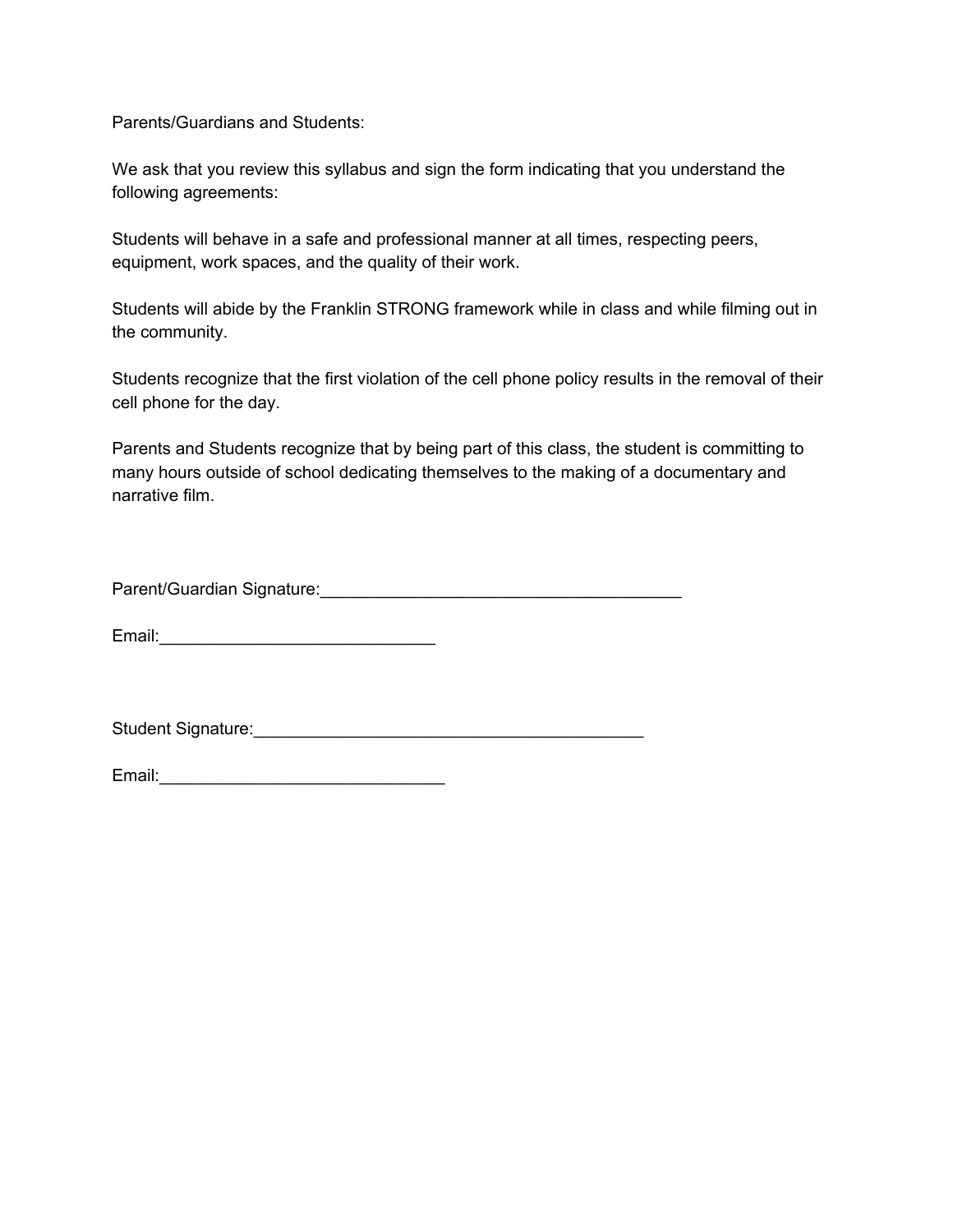Parents/Guardians and Students:

We ask that you review this syllabus and sign the form indicating that you understand the following agreements:

Students will behave in a safe and professional manner at all times, respecting peers, equipment, work spaces, and the quality of their work.

Students will abide by the Franklin STRONG framework while in class and while filming out in the community.

Students recognize that the first violation of the cell phone policy results in the removal of their cell phone for the day.

Parents and Students recognize that by being part of this class, the student is committing to many hours outside of school dedicating themselves to the making of a documentary and narrative film.

Parent/Guardian Signature:_______________________________________

Email:_____________________________

Student Signature:__________________________________________

Email:______________________________